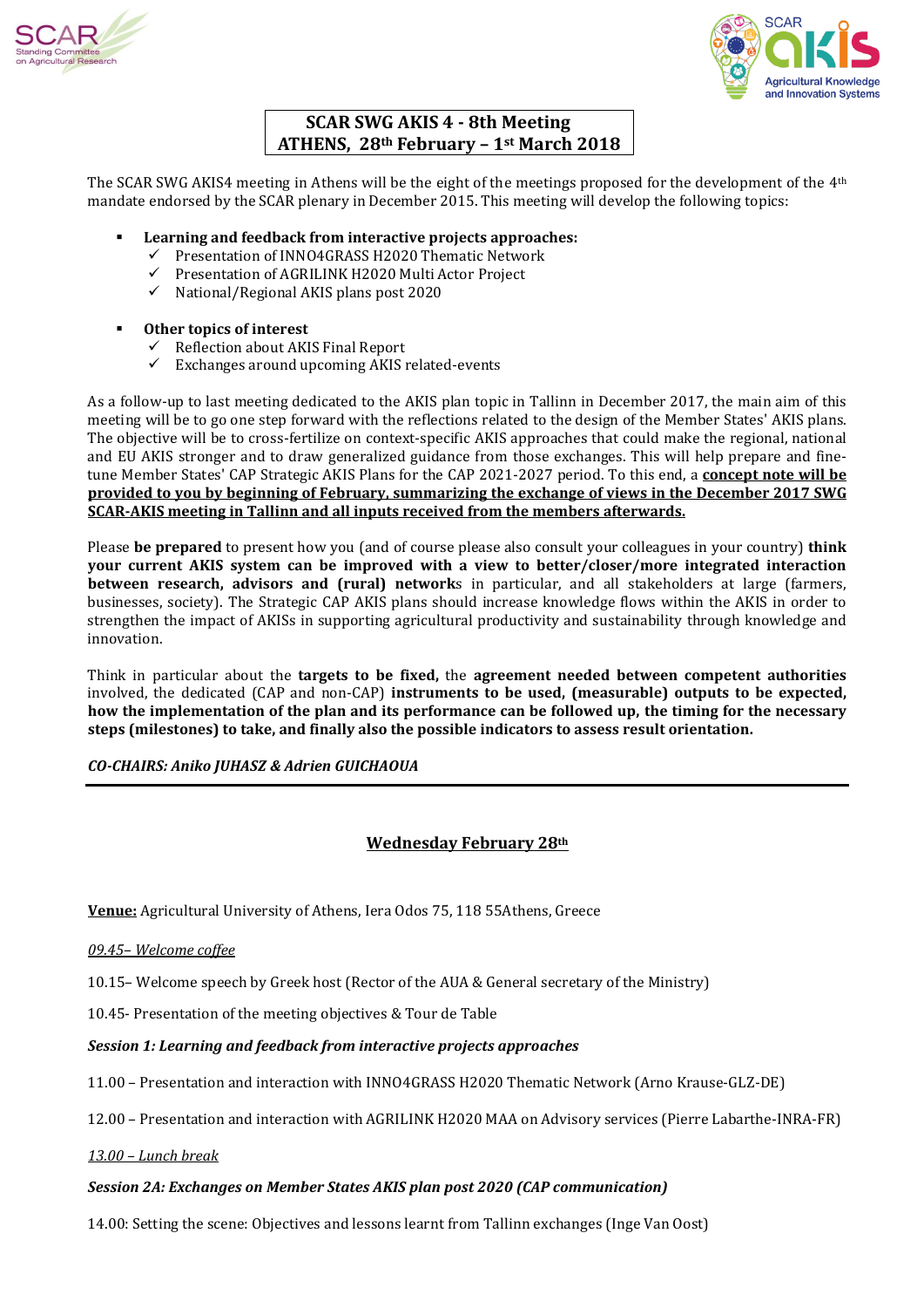# SCAR SWG AKIS 4 - 8th Meeting
# ATHENS, 28th February – 1st March 2018

The SCAR SWG AKIS4 meeting in Athens will be the eight of the meetings proposed for the development of the 4th mandate endorsed by the SCAR plenary in December 2015. This meeting will develop the following topics:

- **Learning and feedback from interactive projects approaches:**
  - ✓ Presentation of INNO4GRASS H2020 Thematic Network
  - ✓ Presentation of AGRILINK H2020 Multi Actor Project
  - ✓ National/Regional AKIS plans post 2020

- **Other topics of interest**
  - ✓ Reflection about AKIS Final Report
  - ✓ Exchanges around upcoming AKIS related-events

As a follow-up to last meeting dedicated to the AKIS plan topic in Tallinn in December 2017, the main aim of this meeting will be to go one step forward with the reflections related to the design of the Member States' AKIS plans. The objective will be to cross-fertilize on context-specific AKIS approaches that could make the regional, national and EU AKIS stronger and to draw generalized guidance from those exchanges. This will help prepare and fine-tune Member States' CAP Strategic AKIS Plans for the CAP 2021-2027 period. To this end, a **concept note will be provided to you by beginning of February, summarizing the exchange of views in the December 2017 SWG SCAR-AKIS meeting in Tallinn and all inputs received from the members afterwards.**

Please **be prepared** to present how you (and of course please also consult your colleagues in your country) **think your current AKIS system can be improved with a view to better/closer/more integrated interaction between research, advisors and (rural) network**s in particular, and all stakeholders at large (farmers, businesses, society). The Strategic CAP AKIS plans should increase knowledge flows within the AKIS in order to strengthen the impact of AKISs in supporting agricultural productivity and sustainability through knowledge and innovation.

Think in particular about the **targets to be fixed,** the **agreement needed between competent authorities** involved, the dedicated (CAP and non-CAP) **instruments to be used, (measurable) outputs to be expected, how the implementation of the plan and its performance can be followed up, the timing for the necessary steps (milestones) to take, and finally also the possible indicators to assess result orientation.**

***CO-CHAIRS: Aniko JUHASZ & Adrien GUICHAOUA***

---

## Wednesday February 28th

**Venue:** Agricultural University of Athens, Iera Odos 75, 118 55Athens, Greece

*09.45– Welcome coffee*

10.15– Welcome speech by Greek host (Rector of the AUA & General secretary of the Ministry)

10.45- Presentation of the meeting objectives & Tour de Table

***Session 1: Learning and feedback from interactive projects approaches***

11.00 – Presentation and interaction with INNO4GRASS H2020 Thematic Network (Arno Krause-GLZ-DE)

12.00 – Presentation and interaction with AGRILINK H2020 MAA on Advisory services (Pierre Labarthe-INRA-FR)

*13.00 – Lunch break*

***Session 2A: Exchanges on Member States AKIS plan post 2020 (CAP communication)***

14.00: Setting the scene: Objectives and lessons learnt from Tallinn exchanges (Inge Van Oost)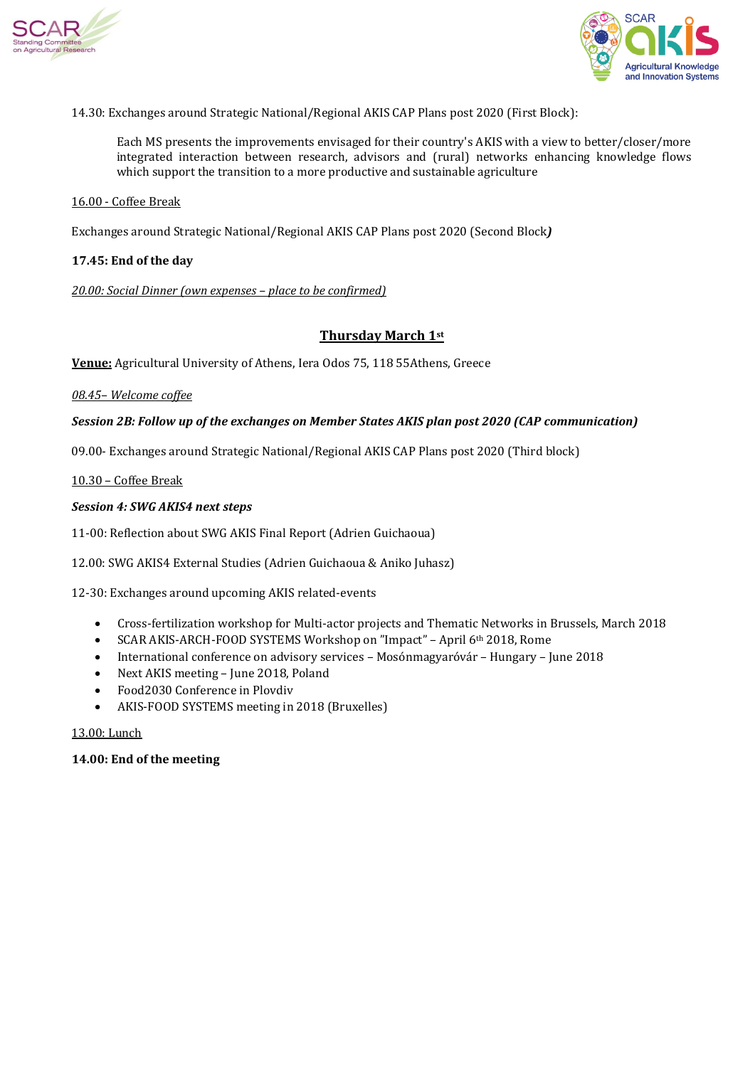14.30: Exchanges around Strategic National/Regional AKIS CAP Plans post 2020 (First Block):

> Each MS presents the improvements envisaged for their country's AKIS with a view to better/closer/more integrated interaction between research, advisors and (rural) networks enhancing knowledge flows which support the transition to a more productive and sustainable agriculture

16.00 - Coffee Break

Exchanges around Strategic National/Regional AKIS CAP Plans post 2020 (Second Block***)***

**17.45: End of the day**

*20.00: Social Dinner (own expenses – place to be confirmed)*

## Thursday March 1st

**Venue:** Agricultural University of Athens, Iera Odos 75, 118 55Athens, Greece

*08.45– Welcome coffee*

***Session 2B: Follow up of the exchanges on Member States AKIS plan post 2020 (CAP communication)***

09.00- Exchanges around Strategic National/Regional AKIS CAP Plans post 2020 (Third block)

10.30 – Coffee Break

***Session 4: SWG AKIS4 next steps***

11-00: Reflection about SWG AKIS Final Report (Adrien Guichaoua)

12.00: SWG AKIS4 External Studies (Adrien Guichaoua & Aniko Juhasz)

12-30: Exchanges around upcoming AKIS related-events

- Cross-fertilization workshop for Multi-actor projects and Thematic Networks in Brussels, March 2018
- SCAR AKIS-ARCH-FOOD SYSTEMS Workshop on "Impact" – April 6th 2018, Rome
- International conference on advisory services – Mosónmagyaróvár – Hungary – June 2018
- Next AKIS meeting – June 2018, Poland
- Food2030 Conference in Plovdiv
- AKIS-FOOD SYSTEMS meeting in 2018 (Bruxelles)

13.00: Lunch

**14.00: End of the meeting**